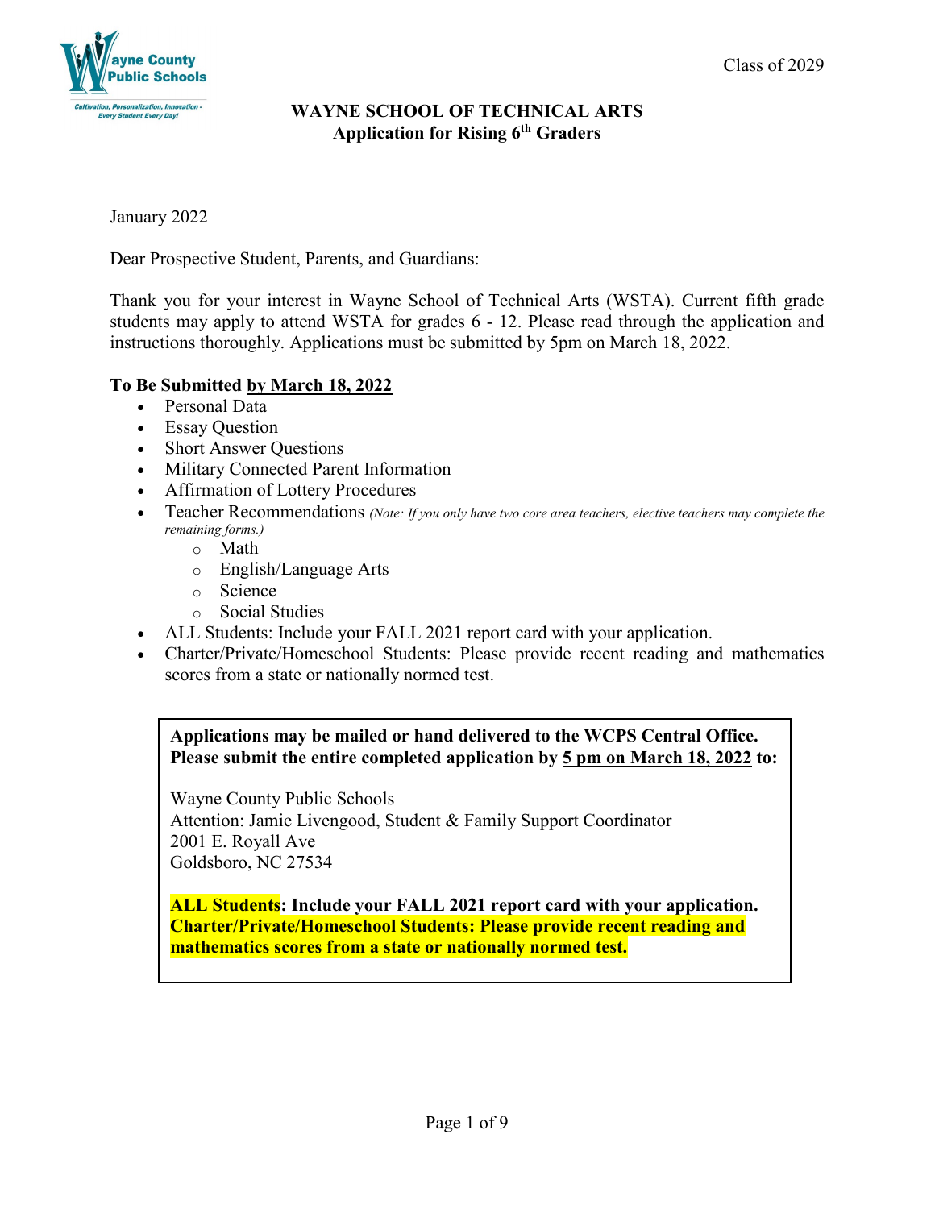Class of 2029

# WAYNE SCHOOL OF TECHNICAL ARTS
## Application for Rising 6th Graders

January 2022

Dear Prospective Student, Parents, and Guardians:

Thank you for your interest in Wayne School of Technical Arts (WSTA). Current fifth grade students may apply to attend WSTA for grades 6 - 12. Please read through the application and instructions thoroughly. Applications must be submitted by 5pm on March 18, 2022.

**To Be Submitted by March 18, 2022**

- Personal Data
- Essay Question
- Short Answer Questions
- Military Connected Parent Information
- Affirmation of Lottery Procedures
- Teacher Recommendations *(Note: If you only have two core area teachers, elective teachers may complete the remaining forms.)*
  - Math
  - English/Language Arts
  - Science
  - Social Studies
- ALL Students: Include your FALL 2021 report card with your application.
- Charter/Private/Homeschool Students: Please provide recent reading and mathematics scores from a state or nationally normed test.

---

**Applications may be mailed or hand delivered to the WCPS Central Office. Please submit the entire completed application by 5 pm on March 18, 2022 to:**

Wayne County Public Schools
Attention: Jamie Livengood, Student & Family Support Coordinator
2001 E. Royall Ave
Goldsboro, NC 27534

**ALL Students: Include your FALL 2021 report card with your application.**
**Charter/Private/Homeschool Students: Please provide recent reading and mathematics scores from a state or nationally normed test.**

---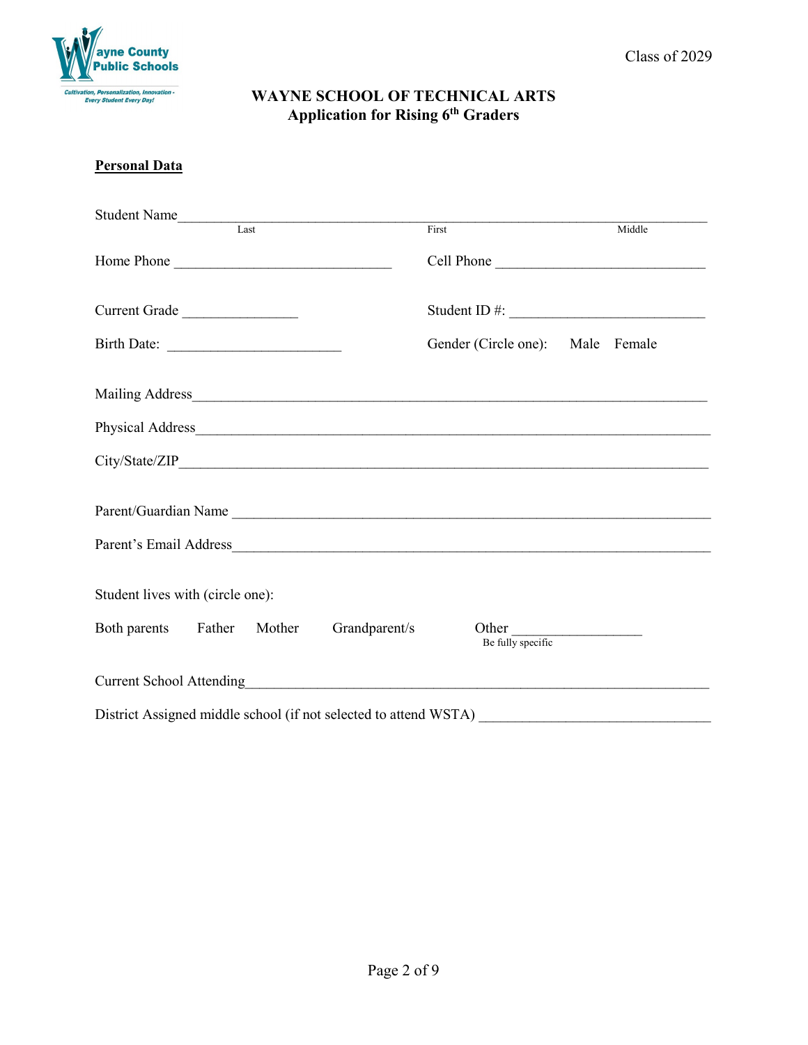Wayne County Public Schools

*Cultivation, Personalization, Innovation - Every Student Every Day!*

Class of 2029

**WAYNE SCHOOL OF TECHNICAL ARTS**
**Application for Rising 6th Graders**

**Personal Data**

Student Name_______________________________________________________________
Last                                    First                                    Middle

Home Phone ______________________________     Cell Phone ____________________________

Current Grade ________________     Student ID #: ___________________________

Birth Date: ________________________     Gender (Circle one): Male Female

Mailing Address_____________________________________________________________

Physical Address____________________________________________________________

City/State/ZIP______________________________________________________________

Parent/Guardian Name _______________________________________________________

Parent's Email Address_______________________________________________________

Student lives with (circle one):

Both parents     Father     Mother     Grandparent/s     Other __________________
Be fully specific

Current School Attending_____________________________________________________

District Assigned middle school (if not selected to attend WSTA) _______________________________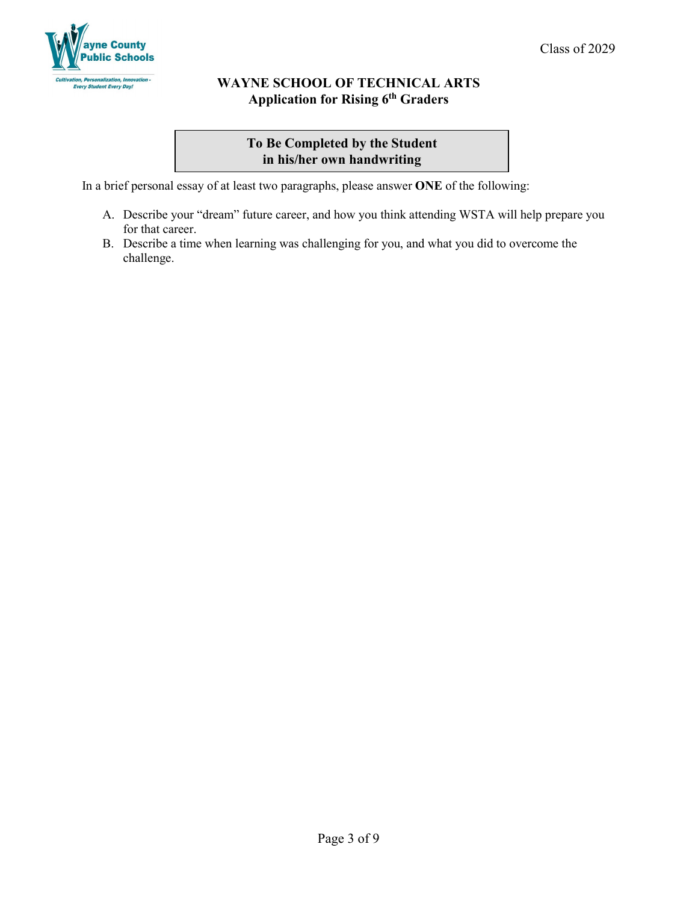Class of 2029

## WAYNE SCHOOL OF TECHNICAL ARTS
### Application for Rising 6th Graders

**To Be Completed by the Student in his/her own handwriting**

In a brief personal essay of at least two paragraphs, please answer **ONE** of the following:

A. Describe your "dream" future career, and how you think attending WSTA will help prepare you for that career.
B. Describe a time when learning was challenging for you, and what you did to overcome the challenge.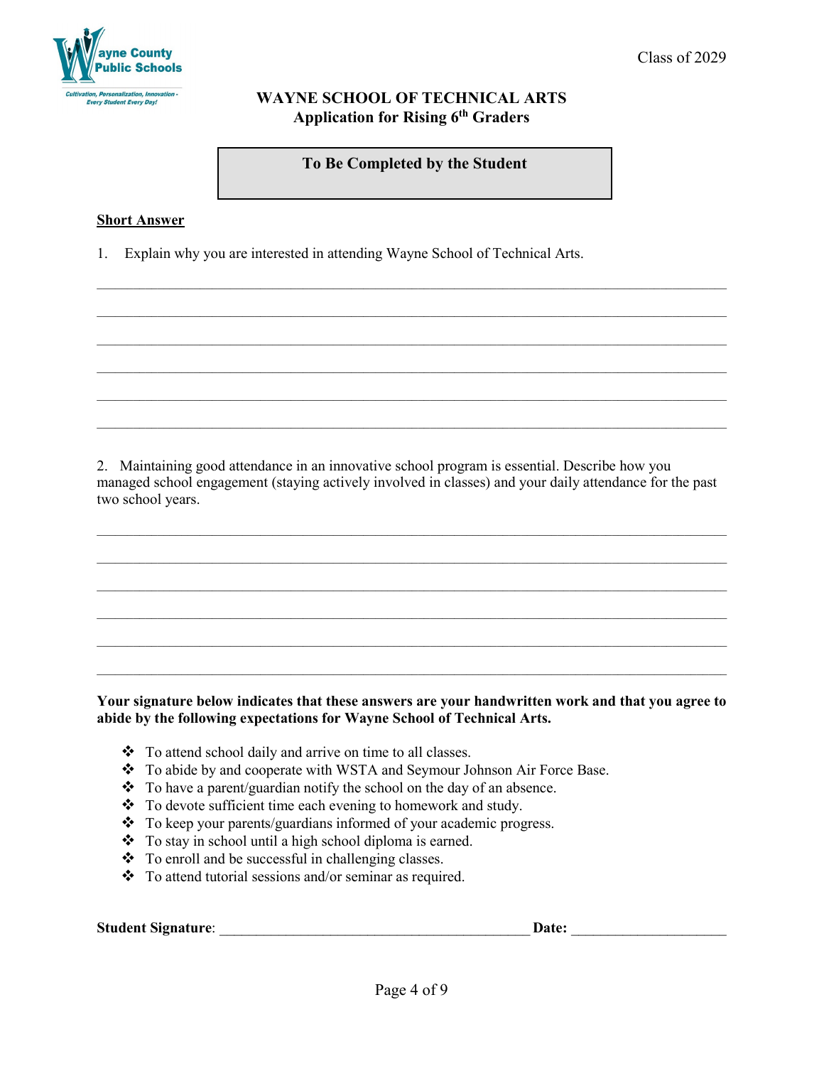Wayne County Public Schools

Cultivation, Personalization, Innovation - Every Student Every Day!

Class of 2029

**WAYNE SCHOOL OF TECHNICAL ARTS**
**Application for Rising 6th Graders**

**To Be Completed by the Student**

**Short Answer**

1. Explain why you are interested in attending Wayne School of Technical Arts.

______________________________________________________________________________

______________________________________________________________________________

______________________________________________________________________________

______________________________________________________________________________

______________________________________________________________________________

______________________________________________________________________________

2. Maintaining good attendance in an innovative school program is essential. Describe how you managed school engagement (staying actively involved in classes) and your daily attendance for the past two school years.

______________________________________________________________________________

______________________________________________________________________________

______________________________________________________________________________

______________________________________________________________________________

______________________________________________________________________________

______________________________________________________________________________

**Your signature below indicates that these answers are your handwritten work and that you agree to abide by the following expectations for Wayne School of Technical Arts.**

- To attend school daily and arrive on time to all classes.
- To abide by and cooperate with WSTA and Seymour Johnson Air Force Base.
- To have a parent/guardian notify the school on the day of an absence.
- To devote sufficient time each evening to homework and study.
- To keep your parents/guardians informed of your academic progress.
- To stay in school until a high school diploma is earned.
- To enroll and be successful in challenging classes.
- To attend tutorial sessions and/or seminar as required.

**Student Signature**: ________________________________________ **Date:** ____________________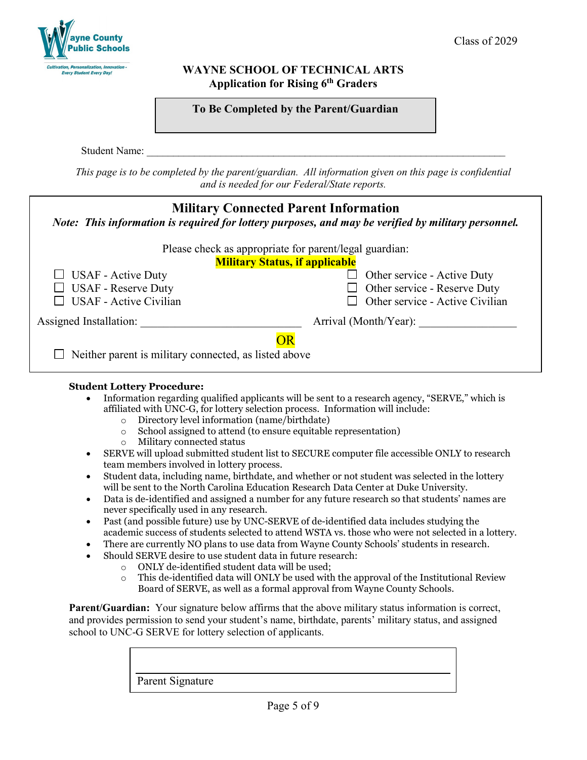Wayne County Public Schools

*Cultivation, Personalization, Innovation - Every Student Every Day!*

Class of 2029

**WAYNE SCHOOL OF TECHNICAL ARTS**
**Application for Rising 6th Graders**

**To Be Completed by the Parent/Guardian**

Student Name: ____________________________________________________________

*This page is to be completed by the parent/guardian. All information given on this page is confidential and is needed for our Federal/State reports.*

## Military Connected Parent Information

***Note: This information is required for lottery purposes, and may be verified by military personnel.***

Please check as appropriate for parent/legal guardian:

**Military Status, if applicable**

| | |
|---|---|
| ☐ USAF - Active Duty | ☐ Other service - Active Duty |
| ☐ USAF - Reserve Duty | ☐ Other service - Reserve Duty |
| ☐ USAF - Active Civilian | ☐ Other service - Active Civilian |

Assigned Installation: ___________________________ Arrival (Month/Year): ________________

OR

☐ Neither parent is military connected, as listed above

**Student Lottery Procedure:**

- Information regarding qualified applicants will be sent to a research agency, "SERVE," which is affiliated with UNC-G, for lottery selection process. Information will include:
  - Directory level information (name/birthdate)
  - School assigned to attend (to ensure equitable representation)
  - Military connected status
- SERVE will upload submitted student list to SECURE computer file accessible ONLY to research team members involved in lottery process.
- Student data, including name, birthdate, and whether or not student was selected in the lottery will be sent to the North Carolina Education Research Data Center at Duke University.
- Data is de-identified and assigned a number for any future research so that students' names are never specifically used in any research.
- Past (and possible future) use by UNC-SERVE of de-identified data includes studying the academic success of students selected to attend WSTA vs. those who were not selected in a lottery.
- There are currently NO plans to use data from Wayne County Schools' students in research.
- Should SERVE desire to use student data in future research:
  - ONLY de-identified student data will be used;
  - This de-identified data will ONLY be used with the approval of the Institutional Review Board of SERVE, as well as a formal approval from Wayne County Schools.

**Parent/Guardian:** Your signature below affirms that the above military status information is correct, and provides permission to send your student's name, birthdate, parents' military status, and assigned school to UNC-G SERVE for lottery selection of applicants.

______________________________________________

Parent Signature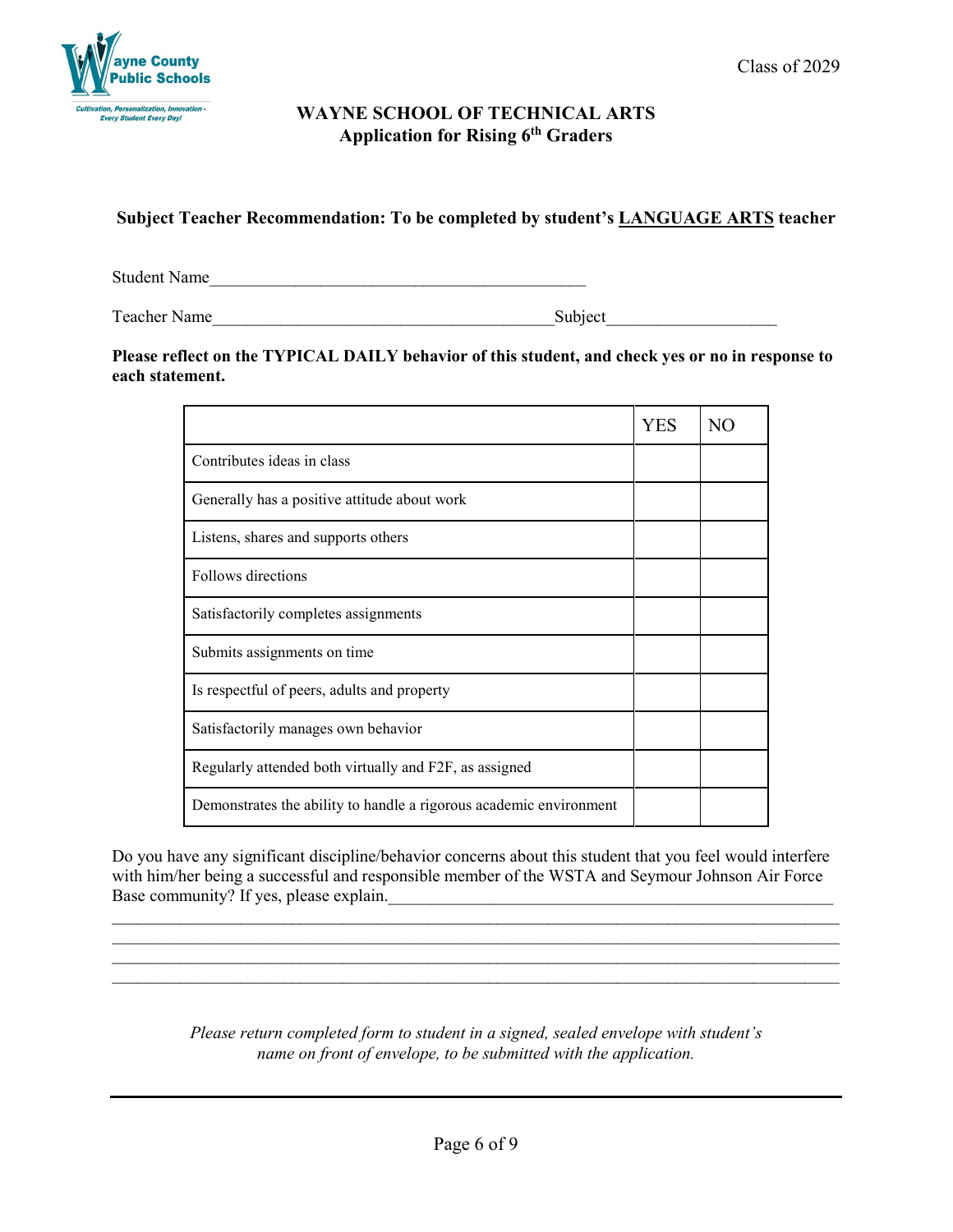Class of 2029

Wayne County Public Schools

*Cultivation, Personalization, Innovation - Every Student Every Day!*

**WAYNE SCHOOL OF TECHNICAL ARTS**
**Application for Rising 6th Graders**

**Subject Teacher Recommendation: To be completed by student's LANGUAGE ARTS teacher**

Student Name___________________________________________

Teacher Name_______________________________________Subject___________________

**Please reflect on the TYPICAL DAILY behavior of this student, and check yes or no in response to each statement.**

| | YES | NO |
|---|---|---|
| Contributes ideas in class | | |
| Generally has a positive attitude about work | | |
| Listens, shares and supports others | | |
| Follows directions | | |
| Satisfactorily completes assignments | | |
| Submits assignments on time | | |
| Is respectful of peers, adults and property | | |
| Satisfactorily manages own behavior | | |
| Regularly attended both virtually and F2F, as assigned | | |
| Demonstrates the ability to handle a rigorous academic environment | | |

Do you have any significant discipline/behavior concerns about this student that you feel would interfere with him/her being a successful and responsible member of the WSTA and Seymour Johnson Air Force Base community? If yes, please explain.___________________________________________________
______________________________________________________________________________________
______________________________________________________________________________________
______________________________________________________________________________________
______________________________________________________________________________________

*Please return completed form to student in a signed, sealed envelope with student's name on front of envelope, to be submitted with the application.*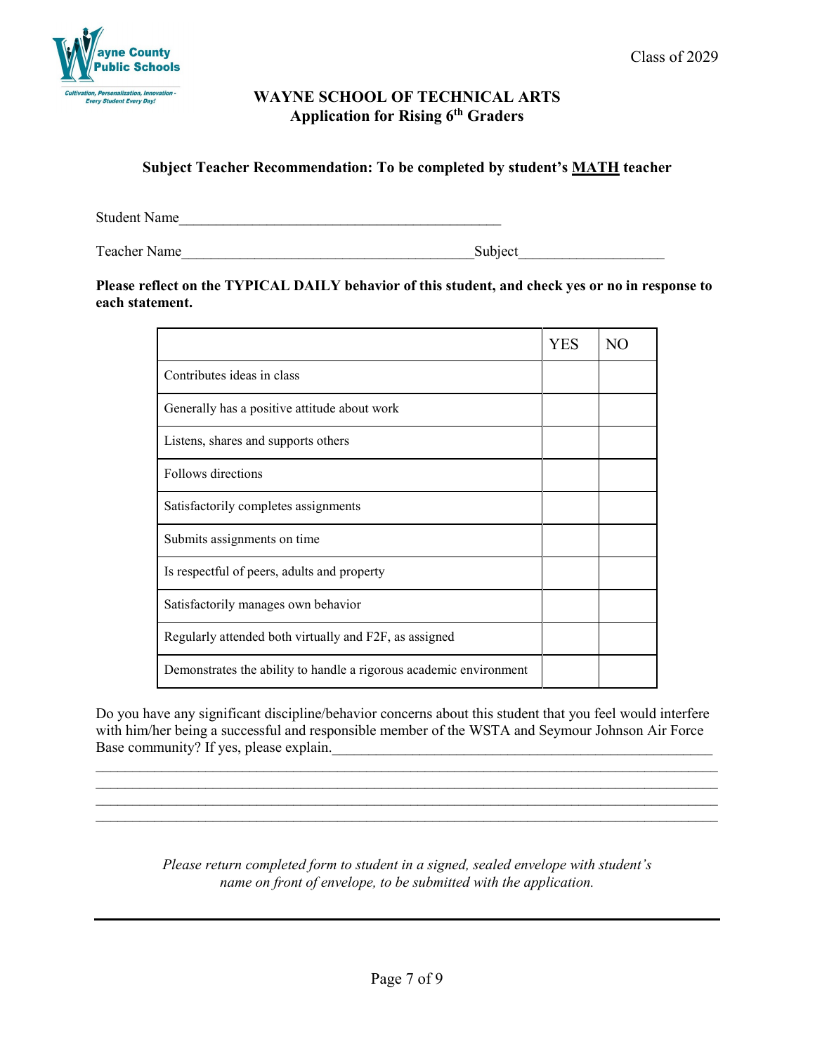Class of 2029

# WAYNE SCHOOL OF TECHNICAL ARTS
## Application for Rising 6th Graders

**Subject Teacher Recommendation: To be completed by student's MATH teacher**

Student Name_____________________________________________

Teacher Name________________________________________Subject___________________

**Please reflect on the TYPICAL DAILY behavior of this student, and check yes or no in response to each statement.**

| | YES | NO |
|---|---|---|
| Contributes ideas in class | | |
| Generally has a positive attitude about work | | |
| Listens, shares and supports others | | |
| Follows directions | | |
| Satisfactorily completes assignments | | |
| Submits assignments on time | | |
| Is respectful of peers, adults and property | | |
| Satisfactorily manages own behavior | | |
| Regularly attended both virtually and F2F, as assigned | | |
| Demonstrates the ability to handle a rigorous academic environment | | |

Do you have any significant discipline/behavior concerns about this student that you feel would interfere with him/her being a successful and responsible member of the WSTA and Seymour Johnson Air Force Base community? If yes, please explain.____________________________________________________
_____________________________________________________________________________________
_____________________________________________________________________________________
_____________________________________________________________________________________
_____________________________________________________________________________________

*Please return completed form to student in a signed, sealed envelope with student's name on front of envelope, to be submitted with the application.*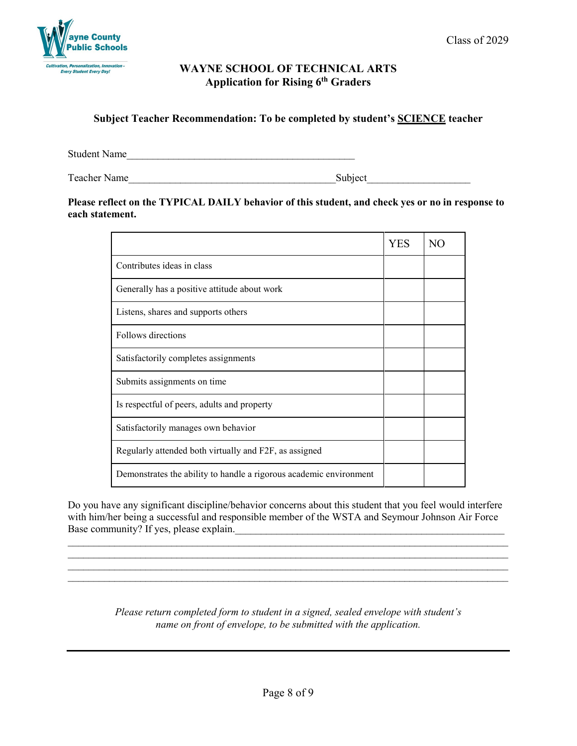Class of 2029

**WAYNE SCHOOL OF TECHNICAL ARTS**
**Application for Rising 6th Graders**

**Subject Teacher Recommendation: To be completed by student's SCIENCE teacher**

Student Name_____________________________________________

Teacher Name________________________________________Subject___________________

**Please reflect on the TYPICAL DAILY behavior of this student, and check yes or no in response to each statement.**

| | YES | NO |
|---|---|---|
| Contributes ideas in class | | |
| Generally has a positive attitude about work | | |
| Listens, shares and supports others | | |
| Follows directions | | |
| Satisfactorily completes assignments | | |
| Submits assignments on time | | |
| Is respectful of peers, adults and property | | |
| Satisfactorily manages own behavior | | |
| Regularly attended both virtually and F2F, as assigned | | |
| Demonstrates the ability to handle a rigorous academic environment | | |

Do you have any significant discipline/behavior concerns about this student that you feel would interfere with him/her being a successful and responsible member of the WSTA and Seymour Johnson Air Force Base community? If yes, please explain.____________________________________________________
_____________________________________________________________________________________
_____________________________________________________________________________________
_____________________________________________________________________________________
_____________________________________________________________________________________

*Please return completed form to student in a signed, sealed envelope with student's name on front of envelope, to be submitted with the application.*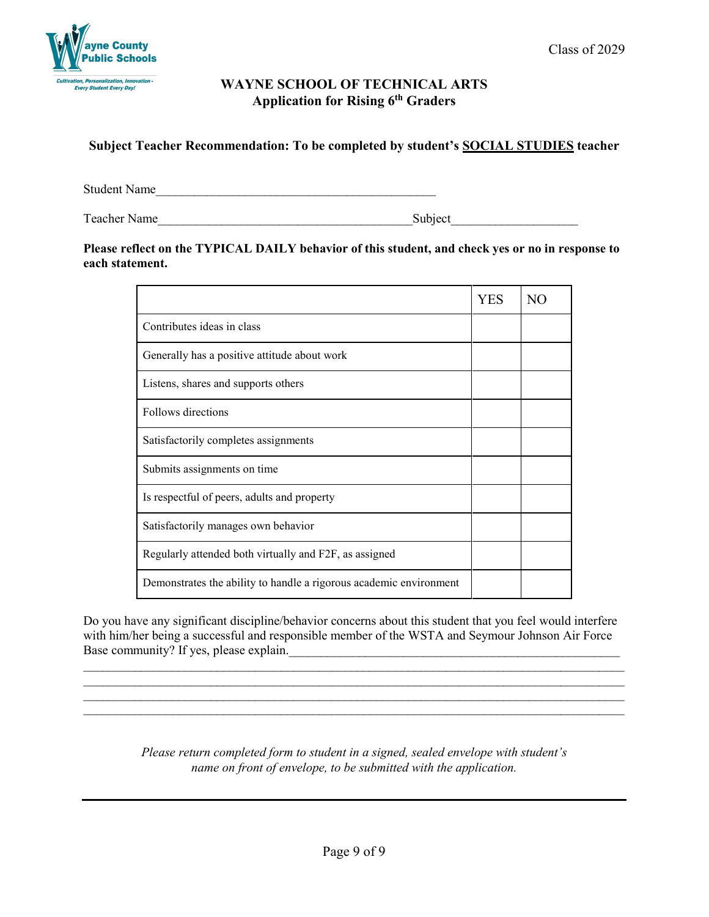Wayne County Public Schools

*Cultivation, Personalization, Innovation - Every Student Every Day!*

Class of 2029

# WAYNE SCHOOL OF TECHNICAL ARTS
## Application for Rising 6th Graders

**Subject Teacher Recommendation: To be completed by student's SOCIAL STUDIES teacher**

Student Name_____________________________________________

Teacher Name________________________________________Subject___________________

**Please reflect on the TYPICAL DAILY behavior of this student, and check yes or no in response to each statement.**

| | YES | NO |
|---|---|---|
| Contributes ideas in class | | |
| Generally has a positive attitude about work | | |
| Listens, shares and supports others | | |
| Follows directions | | |
| Satisfactorily completes assignments | | |
| Submits assignments on time | | |
| Is respectful of peers, adults and property | | |
| Satisfactorily manages own behavior | | |
| Regularly attended both virtually and F2F, as assigned | | |
| Demonstrates the ability to handle a rigorous academic environment | | |

Do you have any significant discipline/behavior concerns about this student that you feel would interfere with him/her being a successful and responsible member of the WSTA and Seymour Johnson Air Force Base community? If yes, please explain.____________________________________________________
_____________________________________________________________________________________
_____________________________________________________________________________________
_____________________________________________________________________________________
_____________________________________________________________________________________

*Please return completed form to student in a signed, sealed envelope with student's name on front of envelope, to be submitted with the application.*